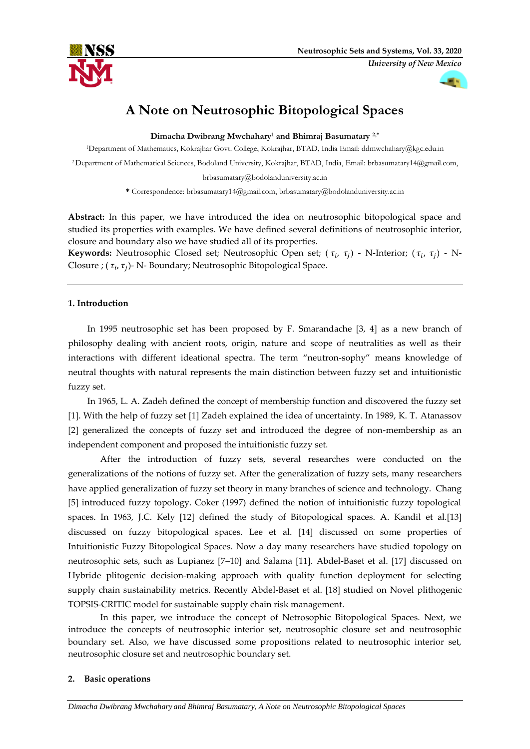# A Note on Neutrosophic Bitopological Spaces

**Dimacha Dwibrang Mwchahary[1] and Bhimraj Basumatary [2,*]**

[1]Department of Mathematics, Kokrajhar Govt. College, Kokrajhar, BTAD, India Email: ddmwchahary@kgc.edu.in

[2]Department of Mathematical Sciences, Bodoland University, Kokrajhar, BTAD, India, Email: brbasumatary14@gmail.com, brbasumatary@bodolanduniversity.ac.in

**\*** Correspondence: brbasumatary14@gmail.com, brbasumatary@bodolanduniversity.ac.in

**Abstract:** In this paper, we have introduced the idea on neutrosophic bitopological space and studied its properties with examples. We have defined several definitions of neutrosophic interior, closure and boundary also we have studied all of its properties.

**Keywords:** Neutrosophic Closed set; Neutrosophic Open set; ( $\tau_i$, $\tau_j$) - N-Interior; ( $\tau_i$, $\tau_j$) - N-Closure ; ( $\tau_i$, $\tau_j$)- N- Boundary; Neutrosophic Bitopological Space.

---

## 1. Introduction

In 1995 neutrosophic set has been proposed by F. Smarandache [3, 4] as a new branch of philosophy dealing with ancient roots, origin, nature and scope of neutralities as well as their interactions with different ideational spectra. The term "neutron-sophy" means knowledge of neutral thoughts with natural represents the main distinction between fuzzy set and intuitionistic fuzzy set.

In 1965, L. A. Zadeh defined the concept of membership function and discovered the fuzzy set [1]. With the help of fuzzy set [1] Zadeh explained the idea of uncertainty. In 1989, K. T. Atanassov [2] generalized the concepts of fuzzy set and introduced the degree of non-membership as an independent component and proposed the intuitionistic fuzzy set.

After the introduction of fuzzy sets, several researches were conducted on the generalizations of the notions of fuzzy set. After the generalization of fuzzy sets, many researchers have applied generalization of fuzzy set theory in many branches of science and technology. Chang [5] introduced fuzzy topology. Coker (1997) defined the notion of intuitionistic fuzzy topological spaces. In 1963, J.C. Kely [12] defined the study of Bitopological spaces. A. Kandil et al.[13] discussed on fuzzy bitopological spaces. Lee et al. [14] discussed on some properties of Intuitionistic Fuzzy Bitopological Spaces. Now a day many researchers have studied topology on neutrosophic sets, such as Lupianez [7–10] and Salama [11]. Abdel-Baset et al. [17] discussed on Hybride plitogenic decision-making approach with quality function deployment for selecting supply chain sustainability metrics. Recently Abdel-Baset et al. [18] studied on Novel plithogenic TOPSIS-CRITIC model for sustainable supply chain risk management.

In this paper, we introduce the concept of Netrosophic Bitopological Spaces. Next, we introduce the concepts of neutrosophic interior set, neutrosophic closure set and neutrosophic boundary set. Also, we have discussed some propositions related to neutrosophic interior set, neutrosophic closure set and neutrosophic boundary set.

## 2. Basic operations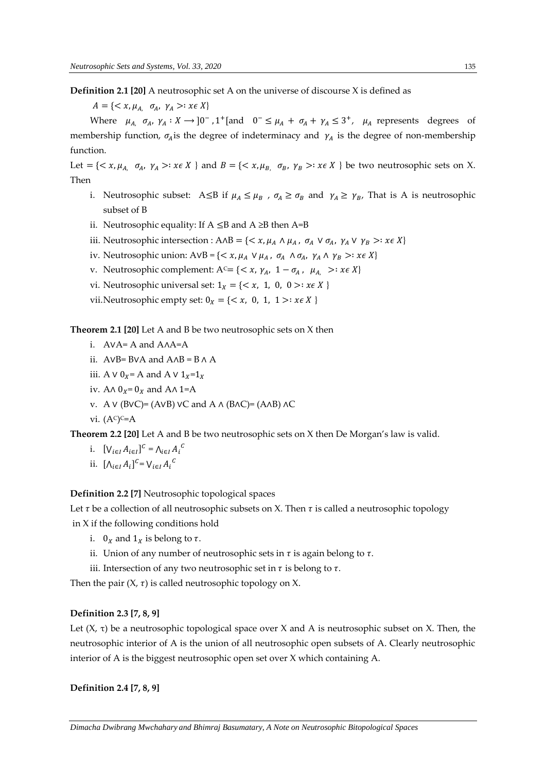**Definition 2.1 [20]** A neutrosophic set A on the universe of discourse X is defined as

$A = \{< x, \mu_{A,} \ \sigma_A, \ \gamma_A >: x\epsilon \ X\}$

Where $\mu_{A,} \ \sigma_A, \ \gamma_A : X \longrightarrow ]0^-, 1^+[$ and $0^- \leq \mu_A + \sigma_A + \gamma_A \leq 3^+$, $\mu_A$ represents degrees of membership function, $\sigma_A$ is the degree of indeterminacy and $\gamma_A$ is the degree of non-membership function.

Let $= \{< x, \mu_{A,} \ \sigma_A, \ \gamma_A >: x\epsilon \ X \}$ and $B = \{< x, \mu_{B,} \ \sigma_B, \ \gamma_B >: x\epsilon \ X \}$ be two neutrosophic sets on X. Then

i. Neutrosophic subset: A≤B if $\mu_A \leq \mu_B$ , $\sigma_A \geq \sigma_B$ and $\gamma_A \geq \gamma_B$, That is A is neutrosophic subset of B

ii. Neutrosophic equality: If A ≤B and A ≥B then A=B

iii. Neutrosophic intersection : A∧B = $\{< x, \mu_A \wedge \mu_A , \ \sigma_A \vee \sigma_A, \ \gamma_A \vee \ \gamma_B >: x\epsilon \ X\}$

iv. Neutrosophic union: A∨B = $\{< x, \mu_A \ \vee \mu_A , \ \sigma_A \ \wedge \sigma_A, \ \gamma_A \wedge \ \gamma_B >: x\epsilon \ X\}$

v. Neutrosophic complement: $A^C = \{< x, \gamma_A, \ 1 - \sigma_A , \ \mu_{A,} \ >: x\epsilon \ X\}$

vi. Neutrosophic universal set: $1_X = \{< x, \ 1, \ 0, \ 0 >: x\epsilon \ X \}$

vii. Neutrosophic empty set: $0_X = \{< x, \ 0, \ 1, \ 1 >: x\epsilon \ X \}$

**Theorem 2.1 [20]** Let A and B be two neutrosophic sets on X then

i. A∨A= A and A∧A=A

ii. A∨B= B∨A and A∧B = B ∧ A

iii. A ∨ $0_X$= A and A ∨ $1_X$=$1_X$

iv. A∧ $0_X$= $0_X$ and A∧ 1=A

v. A ∨ (B∨C)= (A∨B) ∨C and A ∧ (B∧C)= (A∧B) ∧C

vi. $(A^C)^C$=A

**Theorem 2.2 [20]** Let A and B be two neutrosophic sets on X then De Morgan's law is valid.

i. $[\vee_{i\in I} A_{i\in I}]^C = \wedge_{i\in I} {A_i}^C$

ii. $[\wedge_{i\in I} A_i]^C = \vee_{i\in I} {A_i}^C$

**Definition 2.2 [7]** Neutrosophic topological spaces

Let $\tau$ be a collection of all neutrosophic subsets on X. Then $\tau$ is called a neutrosophic topology in X if the following conditions hold

i. $0_X$ and $1_X$ is belong to $\tau$.

ii. Union of any number of neutrosophic sets in $\tau$ is again belong to $\tau$.

iii. Intersection of any two neutrosophic set in $\tau$ is belong to $\tau$.

Then the pair (X, $\tau$) is called neutrosophic topology on X.

**Definition 2.3 [7, 8, 9]**

Let (X, τ) be a neutrosophic topological space over X and A is neutrosophic subset on X. Then, the neutrosophic interior of A is the union of all neutrosophic open subsets of A. Clearly neutrosophic interior of A is the biggest neutrosophic open set over X which containing A.

**Definition 2.4 [7, 8, 9]**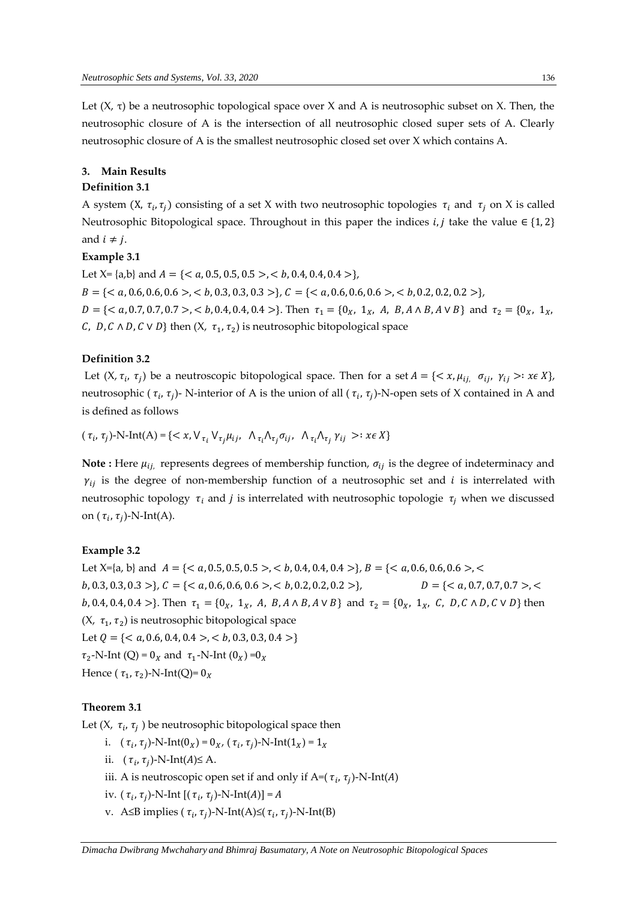Let (X, τ) be a neutrosophic topological space over X and A is neutrosophic subset on X. Then, the neutrosophic closure of A is the intersection of all neutrosophic closed super sets of A. Clearly neutrosophic closure of A is the smallest neutrosophic closed set over X which contains A.

## 3. Main Results

### Definition 3.1

A system (X, $\tau_i, \tau_j$) consisting of a set X with two neutrosophic topologies $\tau_i$ and $\tau_j$ on X is called Neutrosophic Bitopological space. Throughout in this paper the indices $i, j$ take the value $\in \{1, 2\}$ and $i \neq j$.

### Example 3.1

Let X= {a,b} and $A = \{< a, 0.5, 0.5, 0.5 >, < b, 0.4, 0.4, 0.4 >\}$,
$B = \{< a, 0.6, 0.6, 0.6 >, < b, 0.3, 0.3, 0.3 >\}$, $C = \{< a, 0.6, 0.6, 0.6 >, < b, 0.2, 0.2, 0.2 >\}$,
$D = \{< a, 0.7, 0.7, 0.7 >, < b, 0.4, 0.4, 0.4 >\}$. Then $\tau_1 = \{0_X,\ 1_X,\ A,\ B, A \wedge B, A \vee B\}$ and $\tau_2 = \{0_X,\ 1_X,$ $C,\ D, C \wedge D, C \vee D\}$ then (X, $\tau_1, \tau_2$) is neutrosophic bitopological space

### Definition 3.2

Let (X, $\tau_i$, $\tau_j$) be a neutroscopic bitopological space. Then for a set $A = \{< x, \mu_{ij},\ \sigma_{ij},\ \gamma_{ij} >: x\epsilon X\}$, neutrosophic ( $\tau_i$, $\tau_j$)- N-interior of A is the union of all ( $\tau_i$, $\tau_j$)-N-open sets of X contained in A and is defined as follows

( $\tau_i$, $\tau_j$)-N-Int(A) = $\{< x, \vee_{\tau_i} \vee_{\tau_j} \mu_{ij},\ \wedge_{\tau_i} \wedge_{\tau_j} \sigma_{ij},\ \wedge_{\tau_i} \wedge_{\tau_j} \gamma_{ij} >: x\epsilon X\}$

**Note :** Here $\mu_{ij,}$ represents degrees of membership function, $\sigma_{ij}$ is the degree of indeterminacy and $\gamma_{ij}$ is the degree of non-membership function of a neutrosophic set and $i$ is interrelated with neutrosophic topology $\tau_i$ and $j$ is interrelated with neutrosophic topologie $\tau_j$ when we discussed on ( $\tau_i$, $\tau_j$)-N-Int(A).

### Example 3.2

Let X={a, b} and $A = \{< a, 0.5, 0.5, 0.5 >, < b, 0.4, 0.4, 0.4 >\}$, $B = \{< a, 0.6, 0.6, 0.6 >, < b, 0.3, 0.3, 0.3 >\}$, $C = \{< a, 0.6, 0.6, 0.6 >, < b, 0.2, 0.2, 0.2 >\}$, $D = \{< a, 0.7, 0.7, 0.7 >, < b, 0.4, 0.4, 0.4 >\}$. Then $\tau_1 = \{0_X,\ 1_X,\ A,\ B, A \wedge B, A \vee B\}$ and $\tau_2 = \{0_X,\ 1_X,\ C,\ D, C \wedge D, C \vee D\}$ then (X, $\tau_1, \tau_2$) is neutrosophic bitopological space

Let $Q = \{< a, 0.6, 0.4, 0.4 >, < b, 0.3, 0.3, 0.4 >\}$

$\tau_2$-N-Int (Q) = $0_X$ and $\tau_1$-N-Int ($0_X$) =$0_X$

Hence ( $\tau_1, \tau_2$)-N-Int(Q)= $0_X$

### Theorem 3.1

Let (X, $\tau_i, \tau_j$ ) be neutrosophic bitopological space then

i. ( $\tau_i, \tau_j$)-N-Int($0_X$) = $0_X$, ( $\tau_i, \tau_j$)-N-Int($1_X$) = $1_X$

ii. ( $\tau_i, \tau_j$)-N-Int($A$)≤ A.

iii. A is neutroscopic open set if and only if A=( $\tau_i, \tau_j$)-N-Int($A$)

iv. ( $\tau_i, \tau_j$)-N-Int [( $\tau_i, \tau_j$)-N-Int($A$)] = $A$

v. A≤B implies ( $\tau_i, \tau_j$)-N-Int(A)≤( $\tau_i, \tau_j$)-N-Int(B)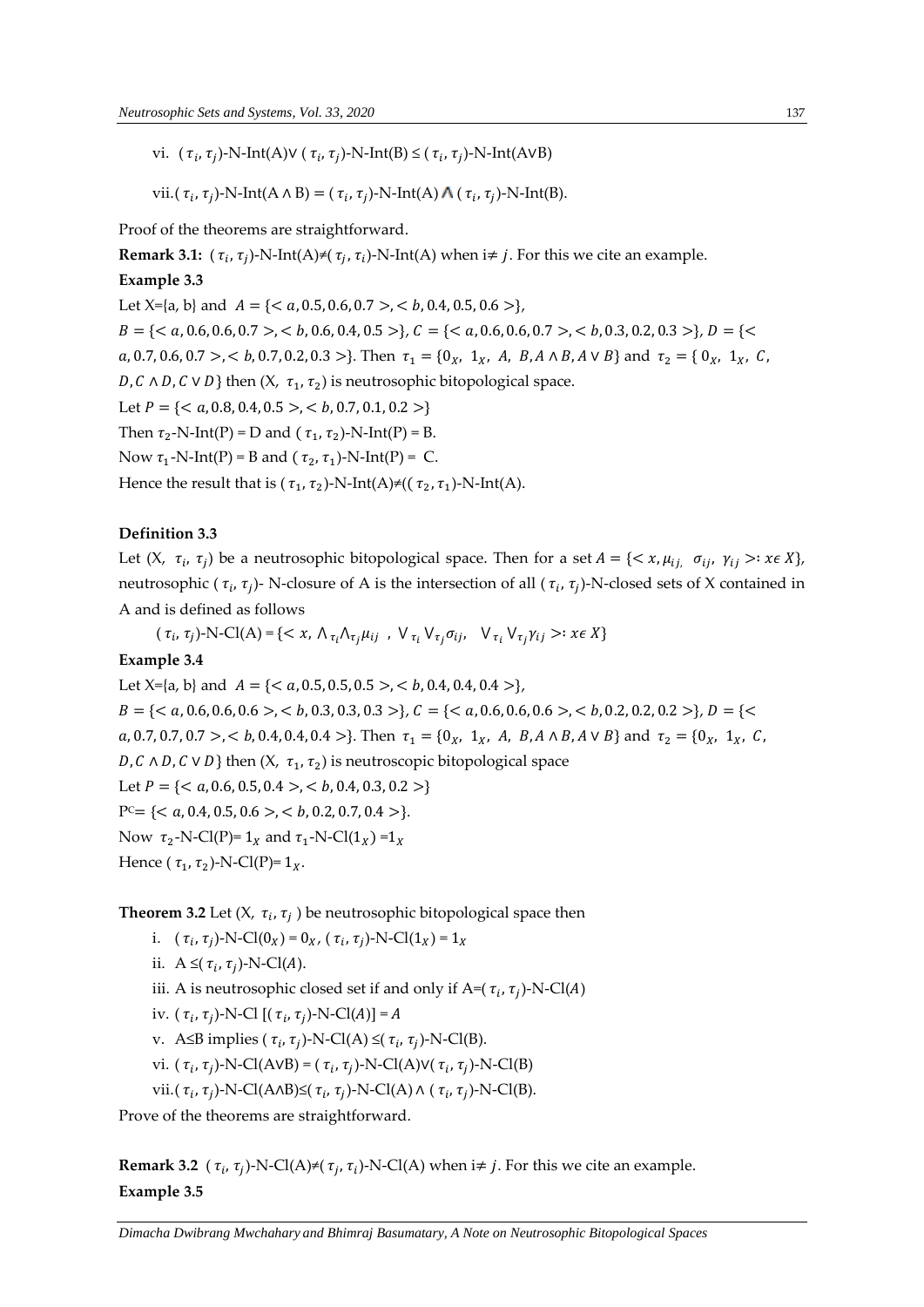vi. $(\tau_i, \tau_j)$-N-Int(A)∨ $(\tau_i, \tau_j)$-N-Int(B) ≤ $(\tau_i, \tau_j)$-N-Int(A∨B)

vii. $(\tau_i, \tau_j)$-N-Int(A ∧ B) = $(\tau_i, \tau_j)$-N-Int(A) ∧ $(\tau_i, \tau_j)$-N-Int(B).

Proof of the theorems are straightforward.

**Remark 3.1:** $(\tau_i, \tau_j)$-N-Int(A)≠$(\tau_j, \tau_i)$-N-Int(A) when $i \neq j$. For this we cite an example.

**Example 3.3**

Let X={a, b} and $A = \{< a, 0.5, 0.6, 0.7 >, < b, 0.4, 0.5, 0.6 >\}$,

$B = \{< a, 0.6, 0.6, 0.7 >, < b, 0.6, 0.4, 0.5 >\}$, $C = \{< a, 0.6, 0.6, 0.7 >, < b, 0.3, 0.2, 0.3 >\}$, $D = \{< a, 0.7, 0.6, 0.7 >, < b, 0.7, 0.2, 0.3 >\}$. Then $\tau_1 = \{0_X, 1_X, A, B, A \wedge B, A \vee B\}$ and $\tau_2 = \{0_X, 1_X, C, D, C \wedge D, C \vee D\}$ then $(X, \tau_1, \tau_2)$ is neutrosophic bitopological space.

Let $P = \{< a, 0.8, 0.4, 0.5 >, < b, 0.7, 0.1, 0.2 >\}$

Then $\tau_2$-N-Int(P) = D and $(\tau_1, \tau_2)$-N-Int(P) = B.

Now $\tau_1$-N-Int(P) = B and $(\tau_2, \tau_1)$-N-Int(P) = C.

Hence the result that is $(\tau_1, \tau_2)$-N-Int(A)≠($(\tau_2, \tau_1)$-N-Int(A).

**Definition 3.3**

Let $(X, \tau_i, \tau_j)$ be a neutrosophic bitopological space. Then for a set $A = \{< x, \mu_{ij}, \sigma_{ij}, \gamma_{ij} >: x \epsilon X\}$, neutrosophic $(\tau_i, \tau_j)$- N-closure of A is the intersection of all $(\tau_i, \tau_j)$-N-closed sets of X contained in A and is defined as follows

$$(\tau_i, \tau_j)\text{-N-Cl(A)} = \{< x, \wedge_{\tau_i} \wedge_{\tau_j} \mu_{ij}, \vee_{\tau_i} \vee_{\tau_j} \sigma_{ij}, \vee_{\tau_i} \vee_{\tau_j} \gamma_{ij} >: x \epsilon X\}$$

**Example 3.4**

Let X={a, b} and $A = \{< a, 0.5, 0.5, 0.5 >, < b, 0.4, 0.4, 0.4 >\}$,

$B = \{< a, 0.6, 0.6, 0.6 >, < b, 0.3, 0.3, 0.3 >\}$, $C = \{< a, 0.6, 0.6, 0.6 >, < b, 0.2, 0.2, 0.2 >\}$, $D = \{< a, 0.7, 0.7, 0.7 >, < b, 0.4, 0.4, 0.4 >\}$. Then $\tau_1 = \{0_X, 1_X, A, B, A \wedge B, A \vee B\}$ and $\tau_2 = \{0_X, 1_X, C, D, C \wedge D, C \vee D\}$ then $(X, \tau_1, \tau_2)$ is neutroscopic bitopological space

Let $P = \{< a, 0.6, 0.5, 0.4 >, < b, 0.4, 0.3, 0.2 >\}$

$P^C = \{< a, 0.4, 0.5, 0.6 >, < b, 0.2, 0.7, 0.4 >\}$.

Now $\tau_2$-N-Cl(P)= $1_X$ and $\tau_1$-N-Cl($1_X$) =$1_X$

Hence $(\tau_1, \tau_2)$-N-Cl(P)= $1_X$.

**Theorem 3.2** Let $(X, \tau_i, \tau_j)$ be neutrosophic bitopological space then

i. $(\tau_i, \tau_j)$-N-Cl($0_X$) = $0_X$, $(\tau_i, \tau_j)$-N-Cl($1_X$) = $1_X$

ii. A ≤$(\tau_i, \tau_j)$-N-Cl($A$).

iii. A is neutrosophic closed set if and only if A=$(\tau_i, \tau_j)$-N-Cl($A$)

iv. $(\tau_i, \tau_j)$-N-Cl [$(\tau_i, \tau_j)$-N-Cl($A$)] = $A$

v. A≤B implies $(\tau_i, \tau_j)$-N-Cl(A) ≤$(\tau_i, \tau_j)$-N-Cl(B).

vi. $(\tau_i, \tau_j)$-N-Cl(A∨B) = $(\tau_i, \tau_j)$-N-Cl(A)∨$(\tau_i, \tau_j)$-N-Cl(B)

vii. $(\tau_i, \tau_j)$-N-Cl(A∧B)≤$(\tau_i, \tau_j)$-N-Cl(A) ∧ $(\tau_i, \tau_j)$-N-Cl(B).

Prove of the theorems are straightforward.

**Remark 3.2** $(\tau_i, \tau_j)$-N-Cl(A)≠$(\tau_j, \tau_i)$-N-Cl(A) when $i \neq j$. For this we cite an example.

**Example 3.5**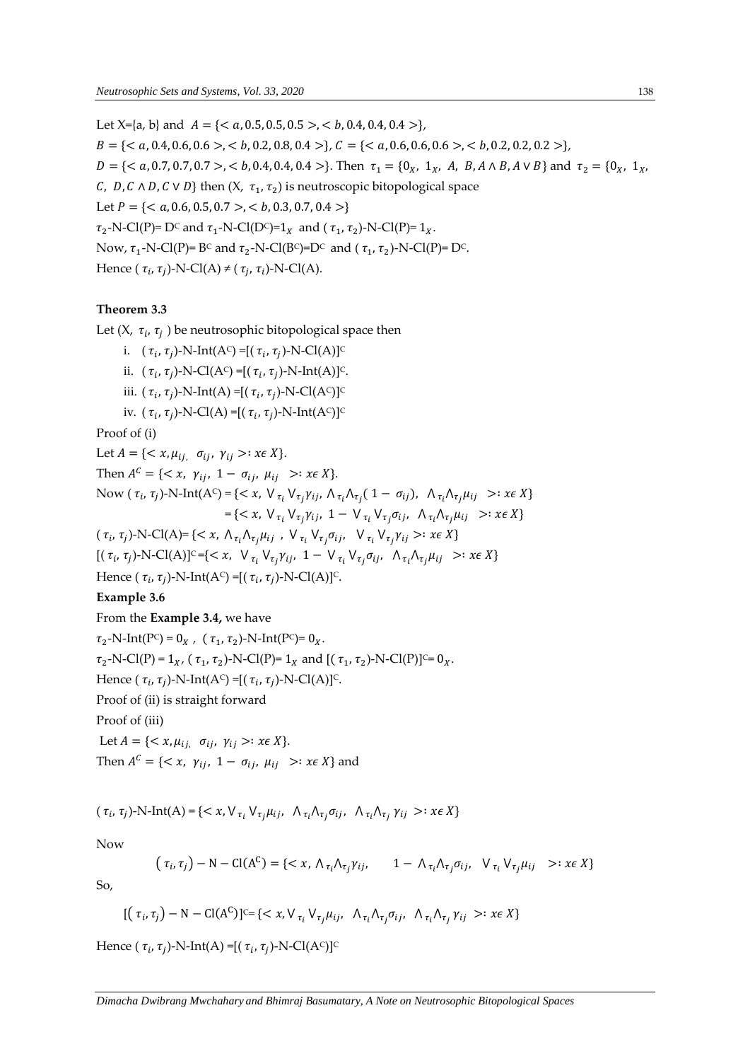Let X={a, b} and $A = \{< a, 0.5, 0.5, 0.5 >, < b, 0.4, 0.4, 0.4 >\}$,

$B = \{< a, 0.4, 0.6, 0.6 >, < b, 0.2, 0.8, 0.4 >\}$, $C = \{< a, 0.6, 0.6, 0.6 >, < b, 0.2, 0.2, 0.2 >\}$,

$D = \{< a, 0.7, 0.7, 0.7 >, < b, 0.4, 0.4, 0.4 >\}$. Then $\tau_1 = \{0_X, 1_X, A, B, A \wedge B, A \vee B\}$ and $\tau_2 = \{0_X, 1_X, C, D, C \wedge D, C \vee D\}$ then (X, $\tau_1, \tau_2$) is neutroscopic bitopological space

Let $P = \{< a, 0.6, 0.5, 0.7 >, < b, 0.3, 0.7, 0.4 >\}$

$\tau_2$-N-Cl(P)= D$^C$ and $\tau_1$-N-Cl(D$^C$)=$1_X$ and ( $\tau_1, \tau_2$)-N-Cl(P)= $1_X$.

Now, $\tau_1$-N-Cl(P)= B$^C$ and $\tau_2$-N-Cl(B$^C$)=D$^C$ and ( $\tau_1, \tau_2$)-N-Cl(P)= D$^C$.

Hence ( $\tau_i, \tau_j$)-N-Cl(A) ≠ ( $\tau_j, \tau_i$)-N-Cl(A).

**Theorem 3.3**

Let (X, $\tau_i, \tau_j$ ) be neutrosophic bitopological space then

i. ( $\tau_i, \tau_j$)-N-Int(A$^C$) =[( $\tau_i, \tau_j$)-N-Cl(A)]$^C$

ii. ( $\tau_i, \tau_j$)-N-Cl(A$^C$) =[( $\tau_i, \tau_j$)-N-Int(A)]$^C$.

iii. ( $\tau_i, \tau_j$)-N-Int(A) =[( $\tau_i, \tau_j$)-N-Cl(A$^C$)]$^C$

iv. ( $\tau_i, \tau_j$)-N-Cl(A) =[( $\tau_i, \tau_j$)-N-Int(A$^C$)]$^C$

Proof of (i)

Let $A = \{< x, \mu_{ij}, \sigma_{ij}, \gamma_{ij} >: x \epsilon X\}$.

Then $A^C = \{< x, \gamma_{ij}, 1 - \sigma_{ij}, \mu_{ij} >: x \epsilon X\}$.

Now ( $\tau_i, \tau_j$)-N-Int(A$^C$) = $\{< x, \vee_{\tau_i} \vee_{\tau_j} \gamma_{ij}, \wedge_{\tau_i} \wedge_{\tau_j} ( 1 - \sigma_{ij}), \wedge_{\tau_i} \wedge_{\tau_j} \mu_{ij} >: x \epsilon X\}$

$= \{< x, \vee_{\tau_i} \vee_{\tau_j} \gamma_{ij}, 1 - \vee_{\tau_i} \vee_{\tau_j} \sigma_{ij}, \wedge_{\tau_i} \wedge_{\tau_j} \mu_{ij} >: x \epsilon X\}$

( $\tau_i, \tau_j$)-N-Cl(A)= $\{< x, \wedge_{\tau_i} \wedge_{\tau_j} \mu_{ij} , \vee_{\tau_i} \vee_{\tau_j} \sigma_{ij}, \vee_{\tau_i} \vee_{\tau_j} \gamma_{ij} >: x \epsilon X\}$

[( $\tau_i, \tau_j$)-N-Cl(A)]$^C$=$\{< x, \vee_{\tau_i} \vee_{\tau_j} \gamma_{ij}, 1 - \vee_{\tau_i} \vee_{\tau_j} \sigma_{ij}, \wedge_{\tau_i} \wedge_{\tau_j} \mu_{ij} >: x \epsilon X\}$

Hence ( $\tau_i, \tau_j$)-N-Int(A$^C$) =[( $\tau_i, \tau_j$)-N-Cl(A)]$^C$.

**Example 3.6**

From the **Example 3.4,** we have

$\tau_2$-N-Int(P$^C$) = $0_X$ , ( $\tau_1, \tau_2$)-N-Int(P$^C$)= $0_X$.

$\tau_2$-N-Cl(P) = $1_X$, ( $\tau_1, \tau_2$)-N-Cl(P)= $1_X$ and [( $\tau_1, \tau_2$)-N-Cl(P)]$^C$= $0_X$.

Hence ( $\tau_i, \tau_j$)-N-Int(A$^C$) =[( $\tau_i, \tau_j$)-N-Cl(A)]$^C$.

Proof of (ii) is straight forward

Proof of (iii)

Let $A = \{< x, \mu_{ij}, \sigma_{ij}, \gamma_{ij} >: x \epsilon X\}$.

Then $A^C = \{< x, \gamma_{ij}, 1 - \sigma_{ij}, \mu_{ij} >: x \epsilon X\}$ and

( $\tau_i, \tau_j$)-N-Int(A) = $\{< x, \vee_{\tau_i} \vee_{\tau_j} \mu_{ij}, \wedge_{\tau_i} \wedge_{\tau_j} \sigma_{ij}, \wedge_{\tau_i} \wedge_{\tau_j} \gamma_{ij} >: x \epsilon X\}$

Now

$$( \tau_i, \tau_j) - \mathrm{N} - \mathrm{Cl}(\mathrm{A^C}) = \{< x, \wedge_{\tau_i} \wedge_{\tau_j} \gamma_{ij}, \quad 1 - \wedge_{\tau_i} \wedge_{\tau_j} \sigma_{ij}, \quad \vee_{\tau_i} \vee_{\tau_j} \mu_{ij} >: x \epsilon X\}$$

So,

$$[( \tau_i, \tau_j) - \mathrm{N} - \mathrm{Cl}(\mathrm{A^C})]^C = \{< x, \vee_{\tau_i} \vee_{\tau_j} \mu_{ij}, \wedge_{\tau_i} \wedge_{\tau_j} \sigma_{ij}, \wedge_{\tau_i} \wedge_{\tau_j} \gamma_{ij} >: x \epsilon X\}$$

Hence ( $\tau_i, \tau_j$)-N-Int(A) =[( $\tau_i, \tau_j$)-N-Cl(A$^C$)]$^C$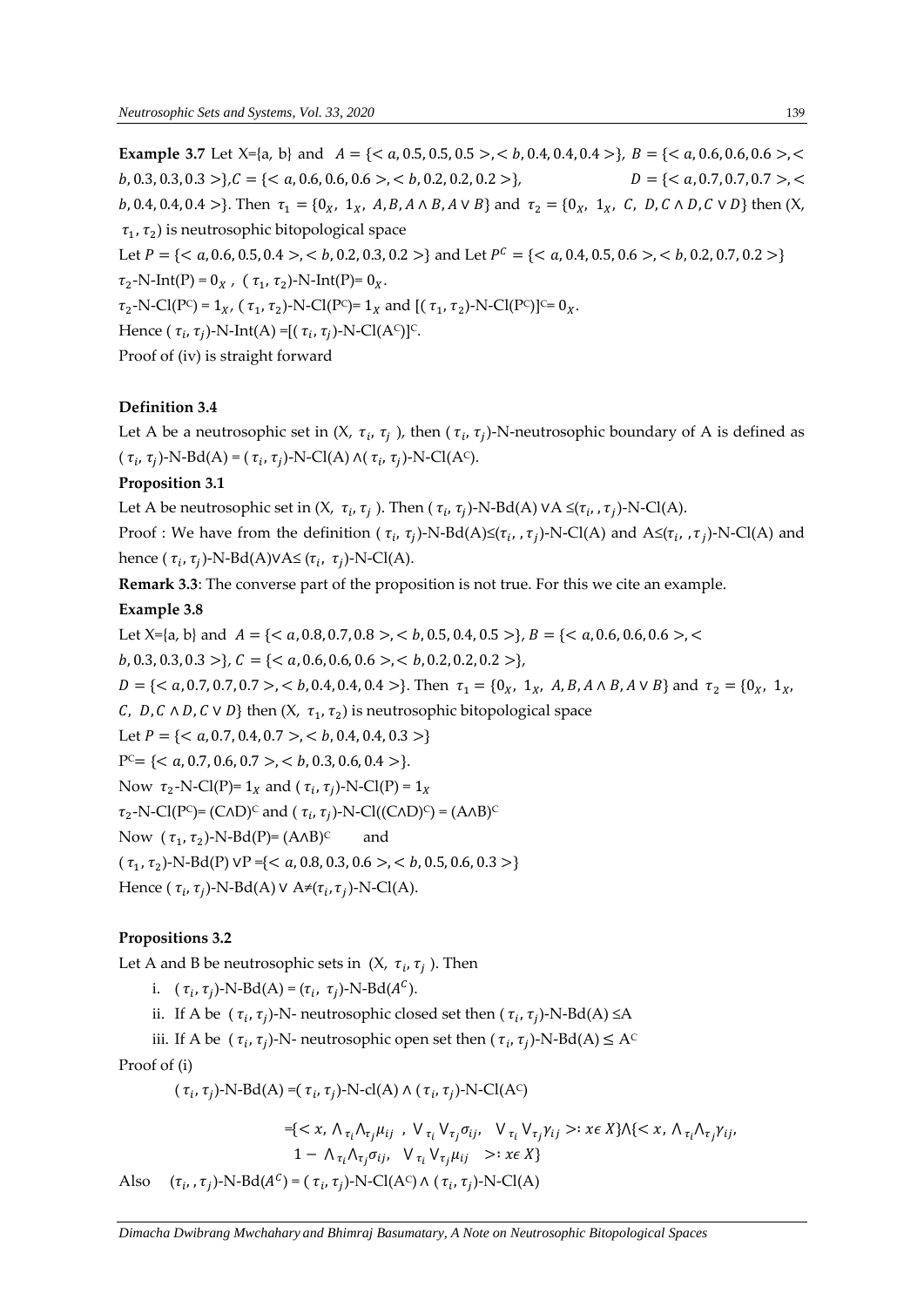**Example 3.7** Let X={a, b} and $A = \{< a, 0.5, 0.5, 0.5 >, < b, 0.4, 0.4, 0.4 >\}$, $B = \{< a, 0.6, 0.6, 0.6 >, < b, 0.3, 0.3, 0.3 >\}$, $C = \{< a, 0.6, 0.6, 0.6 >, < b, 0.2, 0.2, 0.2 >\}$, $D = \{< a, 0.7, 0.7, 0.7 >, < b, 0.4, 0.4, 0.4 >\}$. Then $\tau_1 = \{0_X,\ 1_X,\ A, B, A \wedge B, A \vee B\}$ and $\tau_2 = \{0_X,\ 1_X,\ C,\ D, C \wedge D, C \vee D\}$ then (X, $\tau_1, \tau_2$) is neutrosophic bitopological space

Let $P = \{< a, 0.6, 0.5, 0.4 >, < b, 0.2, 0.3, 0.2 >\}$ and Let $P^C = \{< a, 0.4, 0.5, 0.6 >, < b, 0.2, 0.7, 0.2 >\}$

$\tau_2$-N-Int(P) = $0_X$ , ( $\tau_1, \tau_2$)-N-Int(P)= $0_X$.

$\tau_2$-N-Cl($P^C$) = $1_X$, ( $\tau_1, \tau_2$)-N-Cl($P^C$)= $1_X$ and [( $\tau_1, \tau_2$)-N-Cl($P^C$)]$^C$= $0_X$.

Hence ( $\tau_i, \tau_j$)-N-Int(A) =[( $\tau_i, \tau_j$)-N-Cl($A^C$)]$^C$.

Proof of (iv) is straight forward

**Definition 3.4**

Let A be a neutrosophic set in (X, $\tau_i, \tau_j$ ), then ( $\tau_i, \tau_j$)-N-neutrosophic boundary of A is defined as ( $\tau_i, \tau_j$)-N-Bd(A) = ( $\tau_i, \tau_j$)-N-Cl(A) ∧( $\tau_i, \tau_j$)-N-Cl($A^C$).

**Proposition 3.1**

Let A be neutrosophic set in (X, $\tau_i, \tau_j$ ). Then ( $\tau_i, \tau_j$)-N-Bd(A) ∨A ≤($\tau_i$, , $\tau_j$)-N-Cl(A).

Proof : We have from the definition ( $\tau_i, \tau_j$)-N-Bd(A)≤($\tau_i$, , $\tau_j$)-N-Cl(A) and A≤($\tau_i$, , $\tau_j$)-N-Cl(A) and hence ( $\tau_i, \tau_j$)-N-Bd(A)∨A≤ ($\tau_i$, $\tau_j$)-N-Cl(A).

**Remark 3.3**: The converse part of the proposition is not true. For this we cite an example.

**Example 3.8**

Let X={a, b} and $A = \{< a, 0.8, 0.7, 0.8 >, < b, 0.5, 0.4, 0.5 >\}$, $B = \{< a, 0.6, 0.6, 0.6 >, < b, 0.3, 0.3, 0.3 >\}$, $C = \{< a, 0.6, 0.6, 0.6 >, < b, 0.2, 0.2, 0.2 >\}$,

$D = \{< a, 0.7, 0.7, 0.7 >, < b, 0.4, 0.4, 0.4 >\}$. Then $\tau_1 = \{0_X,\ 1_X,\ A, B, A \wedge B, A \vee B\}$ and $\tau_2 = \{0_X,\ 1_X,\ C,\ D, C \wedge D, C \vee D\}$ then (X, $\tau_1, \tau_2$) is neutrosophic bitopological space

Let $P = \{< a, 0.7, 0.4, 0.7 >, < b, 0.4, 0.4, 0.3 >\}$

$P^C = \{< a, 0.7, 0.6, 0.7 >, < b, 0.3, 0.6, 0.4 >\}$.

Now $\tau_2$-N-Cl(P)= $1_X$ and ( $\tau_i, \tau_j$)-N-Cl(P) = $1_X$

$\tau_2$-N-Cl($P^C$)= $(C \wedge D)^C$ and ( $\tau_i, \tau_j$)-N-Cl($(C \wedge D)^C$) = $(A \wedge B)^C$

Now ( $\tau_1, \tau_2$)-N-Bd(P)= $(A \wedge B)^C$ and

( $\tau_1, \tau_2$)-N-Bd(P) ∨P =$\{< a, 0.8, 0.3, 0.6 >, < b, 0.5, 0.6, 0.3 >\}$

Hence ( $\tau_i, \tau_j$)-N-Bd(A) ∨ A≠($\tau_i, \tau_j$)-N-Cl(A).

**Propositions 3.2**

Let A and B be neutrosophic sets in (X, $\tau_i, \tau_j$ ). Then

i. ( $\tau_i, \tau_j$)-N-Bd(A) = ($\tau_i$, $\tau_j$)-N-Bd($A^C$).
ii. If A be ( $\tau_i, \tau_j$)-N- neutrosophic closed set then ( $\tau_i, \tau_j$)-N-Bd(A) ≤A
iii. If A be ( $\tau_i, \tau_j$)-N- neutrosophic open set then ( $\tau_i, \tau_j$)-N-Bd(A) ≤ $A^C$

Proof of (i)

( $\tau_i, \tau_j$)-N-Bd(A) =( $\tau_i, \tau_j$)-N-cl(A) ∧ ( $\tau_i, \tau_j$)-N-Cl($A^C$)

$$=\{< x, \wedge_{\tau_i} \wedge_{\tau_j} \mu_{ij}\ ,\ \vee_{\tau_i} \vee_{\tau_j} \sigma_{ij},\ \ \vee_{\tau_i} \vee_{\tau_j} \gamma_{ij} >: x \epsilon X\} \wedge \{< x, \wedge_{\tau_i} \wedge_{\tau_j} \gamma_{ij},\ 1 - \wedge_{\tau_i} \wedge_{\tau_j} \sigma_{ij},\ \ \vee_{\tau_i} \vee_{\tau_j} \mu_{ij}\ \ >: x \epsilon X\}$$

Also ($\tau_i$, , $\tau_j$)-N-Bd($A^C$) = ( $\tau_i, \tau_j$)-N-Cl($A^C$) ∧ ( $\tau_i, \tau_j$)-N-Cl(A)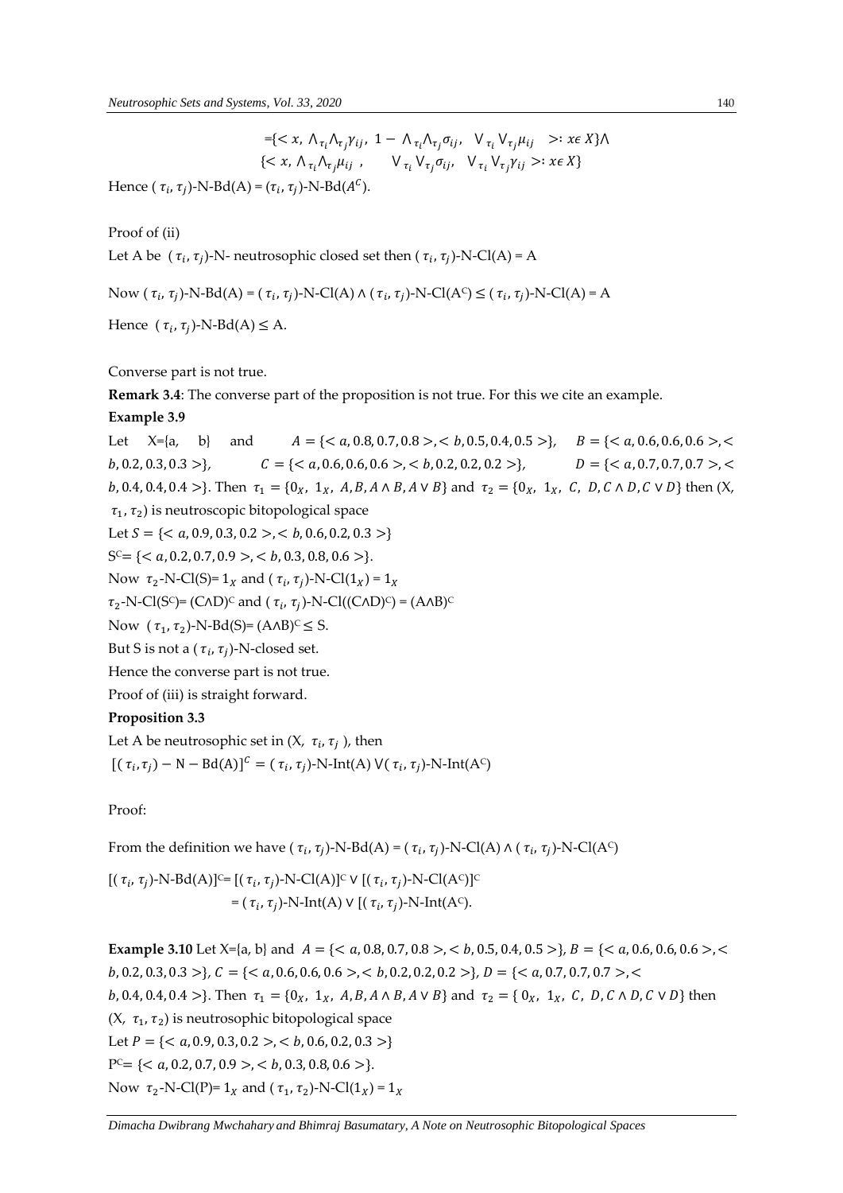$$=\{< x, \wedge_{\tau_i}\wedge_{\tau_j}\gamma_{ij},\ 1-\wedge_{\tau_i}\wedge_{\tau_j}\sigma_{ij},\ \vee_{\tau_i}\vee_{\tau_j}\mu_{ij} >: x\epsilon X\}\wedge$$
$$\{< x, \wedge_{\tau_i}\wedge_{\tau_j}\mu_{ij},\ \vee_{\tau_i}\vee_{\tau_j}\sigma_{ij},\ \vee_{\tau_i}\vee_{\tau_j}\gamma_{ij} >: x\epsilon X\}$$

Hence ( $\tau_i, \tau_j$)-N-Bd(A) = ($\tau_i, \tau_j$)-N-Bd($A^C$).

Proof of (ii)

Let A be ( $\tau_i, \tau_j$)-N- neutrosophic closed set then ( $\tau_i, \tau_j$)-N-Cl(A) = A

Now ( $\tau_i, \tau_j$)-N-Bd(A) = ( $\tau_i, \tau_j$)-N-Cl(A) ∧ ( $\tau_i, \tau_j$)-N-Cl($A^C$) ≤ ( $\tau_i, \tau_j$)-N-Cl(A) = A

Hence ( $\tau_i, \tau_j$)-N-Bd(A) ≤ A.

Converse part is not true.

**Remark 3.4**: The converse part of the proposition is not true. For this we cite an example.

**Example 3.9**

Let X={a, b} and $A = \{< a, 0.8, 0.7, 0.8 >, < b, 0.5, 0.4, 0.5 >\}$, $B = \{< a, 0.6, 0.6, 0.6 >, < b, 0.2, 0.3, 0.3 >\}$, $C = \{< a, 0.6, 0.6, 0.6 >, < b, 0.2, 0.2, 0.2 >\}$, $D = \{< a, 0.7, 0.7, 0.7 >, < b, 0.4, 0.4, 0.4 >\}$. Then $\tau_1 = \{0_X, 1_X, A, B, A \wedge B, A \vee B\}$ and $\tau_2 = \{0_X, 1_X, C, D, C \wedge D, C \vee D\}$ then (X, $\tau_1, \tau_2$) is neutroscopic bitopological space

Let $S = \{< a, 0.9, 0.3, 0.2 >, < b, 0.6, 0.2, 0.3 >\}$

$S^C = \{< a, 0.2, 0.7, 0.9 >, < b, 0.3, 0.8, 0.6 >\}$.

Now $\tau_2$-N-Cl(S)= $1_X$ and ( $\tau_i, \tau_j$)-N-Cl($1_X$) = $1_X$

$\tau_2$-N-Cl($S^C$)= $(C\wedge D)^C$ and ( $\tau_i, \tau_j$)-N-Cl($(C\wedge D)^C$) = $(A\wedge B)^C$

Now ( $\tau_1, \tau_2$)-N-Bd(S)= $(A\wedge B)^C \leq$ S.

But S is not a ( $\tau_i, \tau_j$)-N-closed set.

Hence the converse part is not true.

Proof of (iii) is straight forward.

**Proposition 3.3**

Let A be neutrosophic set in (X, $\tau_i, \tau_j$ ), then

$[(\tau_i, \tau_j) - \mathrm{N} - \mathrm{Bd(A)}]^C$ = ( $\tau_i, \tau_j$)-N-Int(A) ∨( $\tau_i, \tau_j$)-N-Int($A^C$)

Proof:

From the definition we have ( $\tau_i, \tau_j$)-N-Bd(A) = ( $\tau_i, \tau_j$)-N-Cl(A) ∧ ( $\tau_i, \tau_j$)-N-Cl($A^C$)

[( $\tau_i, \tau_j$)-N-Bd(A)]$^C$= [( $\tau_i, \tau_j$)-N-Cl(A)]$^C$ ∨ [( $\tau_i, \tau_j$)-N-Cl($A^C$)]$^C$

= ( $\tau_i, \tau_j$)-N-Int(A) ∨ [( $\tau_i, \tau_j$)-N-Int($A^C$).

**Example 3.10** Let X={a, b} and $A = \{< a, 0.8, 0.7, 0.8 >, < b, 0.5, 0.4, 0.5 >\}$, $B = \{< a, 0.6, 0.6, 0.6 >, < b, 0.2, 0.3, 0.3 >\}$, $C = \{< a, 0.6, 0.6, 0.6 >, < b, 0.2, 0.2, 0.2 >\}$, $D = \{< a, 0.7, 0.7, 0.7 >, < b, 0.4, 0.4, 0.4 >\}$. Then $\tau_1 = \{0_X, 1_X, A, B, A \wedge B, A \vee B\}$ and $\tau_2 = \{ 0_X, 1_X, C, D, C \wedge D, C \vee D\}$ then (X, $\tau_1, \tau_2$) is neutrosophic bitopological space

Let $P = \{< a, 0.9, 0.3, 0.2 >, < b, 0.6, 0.2, 0.3 >\}$

$P^C = \{< a, 0.2, 0.7, 0.9 >, < b, 0.3, 0.8, 0.6 >\}$.

Now $\tau_2$-N-Cl(P)= $1_X$ and ( $\tau_1, \tau_2$)-N-Cl($1_X$) = $1_X$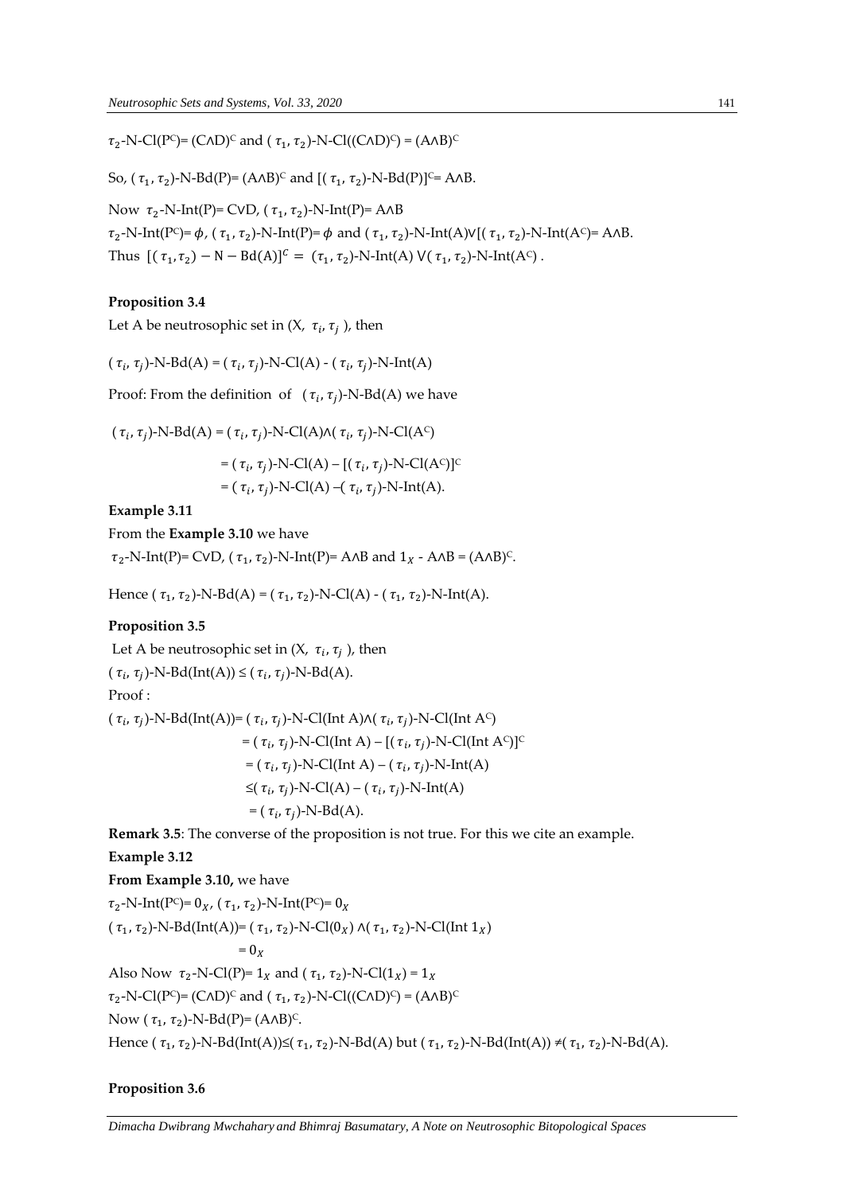$\tau_2$-N-Cl($P^C$)= $(C\wedge D)^C$ and ( $\tau_1$, $\tau_2$)-N-Cl($(C\wedge D)^C$) = $(A\wedge B)^C$

So, ( $\tau_1$, $\tau_2$)-N-Bd(P)= $(A\wedge B)^C$ and $[(\tau_1, \tau_2)\text{-N-Bd}(P)]^C$= A∧B.

Now $\tau_2$-N-Int(P)= C∨D, ( $\tau_1$, $\tau_2$)-N-Int(P)= A∧B

$\tau_2$-N-Int($P^C$)= $\phi$, ( $\tau_1$, $\tau_2$)-N-Int(P)= $\phi$ and ( $\tau_1$, $\tau_2$)-N-Int(A)∨[( $\tau_1$, $\tau_2$)-N-Int($A^C$)= A∧B.

Thus $[(\tau_1,\tau_2) - \text{N} - \text{Bd}(A)]^C = (\tau_1, \tau_2)$-N-Int(A) ∨( $\tau_1$, $\tau_2$)-N-Int($A^C$) .

**Proposition 3.4**

Let A be neutrosophic set in (X, $\tau_i, \tau_j$ ), then

( $\tau_i$, $\tau_j$)-N-Bd(A) = ( $\tau_i$, $\tau_j$)-N-Cl(A) - ( $\tau_i$, $\tau_j$)-N-Int(A)

Proof: From the definition of ( $\tau_i$, $\tau_j$)-N-Bd(A) we have

( $\tau_i$, $\tau_j$)-N-Bd(A) = ( $\tau_i$, $\tau_j$)-N-Cl(A)∧( $\tau_i$, $\tau_j$)-N-Cl($A^C$)

= ( $\tau_i$, $\tau_j$)-N-Cl(A) – $[(\tau_i, \tau_j)\text{-N-Cl}(A^C)]^C$

= ( $\tau_i$, $\tau_j$)-N-Cl(A) –( $\tau_i$, $\tau_j$)-N-Int(A).

**Example 3.11**

From the **Example 3.10** we have

$\tau_2$-N-Int(P)= C∨D, ( $\tau_1$, $\tau_2$)-N-Int(P)= A∧B and $1_X$ - A∧B = $(A\wedge B)^C$.

Hence ( $\tau_1$, $\tau_2$)-N-Bd(A) = ( $\tau_1$, $\tau_2$)-N-Cl(A) - ( $\tau_1$, $\tau_2$)-N-Int(A).

**Proposition 3.5**

Let A be neutrosophic set in (X, $\tau_i, \tau_j$ ), then

( $\tau_i$, $\tau_j$)-N-Bd(Int(A)) ≤ ( $\tau_i$, $\tau_j$)-N-Bd(A).

Proof :

( $\tau_i$, $\tau_j$)-N-Bd(Int(A))= ( $\tau_i$, $\tau_j$)-N-Cl(Int A)∧( $\tau_i$, $\tau_j$)-N-Cl(Int $A^C$)

= ( $\tau_i$, $\tau_j$)-N-Cl(Int A) – $[(\tau_i, \tau_j)\text{-N-Cl}(\text{Int } A^C)]^C$

= ( $\tau_i$, $\tau_j$)-N-Cl(Int A) – ( $\tau_i$, $\tau_j$)-N-Int(A)

≤( $\tau_i$, $\tau_j$)-N-Cl(A) – ( $\tau_i$, $\tau_j$)-N-Int(A)

= ( $\tau_i$, $\tau_j$)-N-Bd(A).

**Remark 3.5**: The converse of the proposition is not true. For this we cite an example.

**Example 3.12**

**From Example 3.10,** we have

$\tau_2$-N-Int($P^C$)= $0_X$, ( $\tau_1$, $\tau_2$)-N-Int($P^C$)= $0_X$

( $\tau_1$, $\tau_2$)-N-Bd(Int(A))= ( $\tau_1$, $\tau_2$)-N-Cl($0_X$) ∧( $\tau_1$, $\tau_2$)-N-Cl(Int $1_X$)

= $0_X$

Also Now $\tau_2$-N-Cl(P)= $1_X$ and ( $\tau_1$, $\tau_2$)-N-Cl($1_X$) = $1_X$

$\tau_2$-N-Cl($P^C$)= $(C\wedge D)^C$ and ( $\tau_1$, $\tau_2$)-N-Cl($(C\wedge D)^C$) = $(A\wedge B)^C$

Now ( $\tau_1$, $\tau_2$)-N-Bd(P)= $(A\wedge B)^C$.

Hence ( $\tau_1$, $\tau_2$)-N-Bd(Int(A))≤( $\tau_1$, $\tau_2$)-N-Bd(A) but ( $\tau_1$, $\tau_2$)-N-Bd(Int(A)) ≠( $\tau_1$, $\tau_2$)-N-Bd(A).

**Proposition 3.6**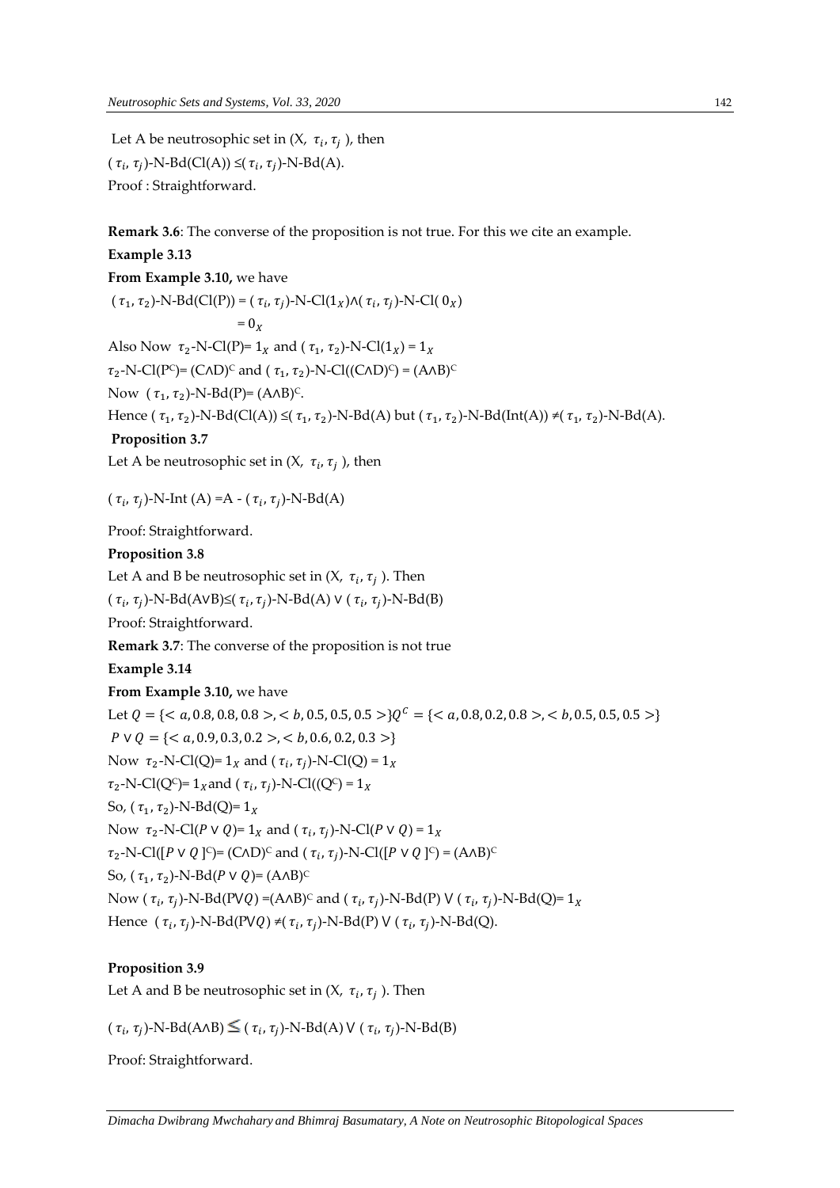Let A be neutrosophic set in (X, $\tau_i, \tau_j$ ), then

( $\tau_i, \tau_j$)-N-Bd(Cl(A)) ≤( $\tau_i, \tau_j$)-N-Bd(A).

Proof : Straightforward.

**Remark 3.6**: The converse of the proposition is not true. For this we cite an example.

**Example 3.13**

**From Example 3.10,** we have

( $\tau_1, \tau_2$)-N-Bd(Cl(P)) = ( $\tau_i, \tau_j$)-N-Cl($1_X$)∧( $\tau_i, \tau_j$)-N-Cl( $0_X$)

= $0_X$

Also Now $\tau_2$-N-Cl(P)= $1_X$ and ( $\tau_1, \tau_2$)-N-Cl($1_X$) = $1_X$

$\tau_2$-N-Cl(P$^C$)= (C∧D)$^C$ and ( $\tau_1, \tau_2$)-N-Cl((C∧D)$^C$) = (A∧B)$^C$

Now ( $\tau_1, \tau_2$)-N-Bd(P)= (A∧B)$^C$.

Hence ( $\tau_1, \tau_2$)-N-Bd(Cl(A)) ≤( $\tau_1, \tau_2$)-N-Bd(A) but ( $\tau_1, \tau_2$)-N-Bd(Int(A)) ≠( $\tau_1, \tau_2$)-N-Bd(A).

**Proposition 3.7**

Let A be neutrosophic set in (X, $\tau_i, \tau_j$ ), then

( $\tau_i, \tau_j$)-N-Int (A) =A - ( $\tau_i, \tau_j$)-N-Bd(A)

Proof: Straightforward.

**Proposition 3.8**

Let A and B be neutrosophic set in (X, $\tau_i, \tau_j$ ). Then

( $\tau_i, \tau_j$)-N-Bd(A∨B)≤( $\tau_i, \tau_j$)-N-Bd(A) ∨ ( $\tau_i, \tau_j$)-N-Bd(B)

Proof: Straightforward.

**Remark 3.7**: The converse of the proposition is not true

**Example 3.14**

**From Example 3.10,** we have

Let $Q = \{< a, 0.8, 0.8, 0.8 >, < b, 0.5, 0.5, 0.5 >\} Q^C = \{< a, 0.8, 0.2, 0.8 >, < b, 0.5, 0.5, 0.5 >\}$

$P \vee Q = \{< a, 0.9, 0.3, 0.2 >, < b, 0.6, 0.2, 0.3 >\}$

Now $\tau_2$-N-Cl(Q)= $1_X$ and ( $\tau_i, \tau_j$)-N-Cl(Q) = $1_X$

$\tau_2$-N-Cl(Q$^C$)= $1_X$ and ( $\tau_i, \tau_j$)-N-Cl((Q$^C$) = $1_X$

So, ( $\tau_1, \tau_2$)-N-Bd(Q)= $1_X$

Now $\tau_2$-N-Cl($P \vee Q$)= $1_X$ and ( $\tau_i, \tau_j$)-N-Cl($P \vee Q$) = $1_X$

$\tau_2$-N-Cl([$P \vee Q$ ]$^C$)= (C∧D)$^C$ and ( $\tau_i, \tau_j$)-N-Cl([$P \vee Q$ ]$^C$) = (A∧B)$^C$

So, ( $\tau_1, \tau_2$)-N-Bd($P \vee Q$)= (A∧B)$^C$

Now ( $\tau_i, \tau_j$)-N-Bd(P∨$Q$) =(A∧B)$^C$ and ( $\tau_i, \tau_j$)-N-Bd(P) ∨ ( $\tau_i, \tau_j$)-N-Bd(Q)= $1_X$

Hence ( $\tau_i, \tau_j$)-N-Bd(P∨$Q$) ≠( $\tau_i, \tau_j$)-N-Bd(P) ∨ ( $\tau_i, \tau_j$)-N-Bd(Q).

**Proposition 3.9**

Let A and B be neutrosophic set in (X, $\tau_i, \tau_j$ ). Then

( $\tau_i, \tau_j$)-N-Bd(A∧B) ≤ ( $\tau_i, \tau_j$)-N-Bd(A) ∨ ( $\tau_i, \tau_j$)-N-Bd(B)

Proof: Straightforward.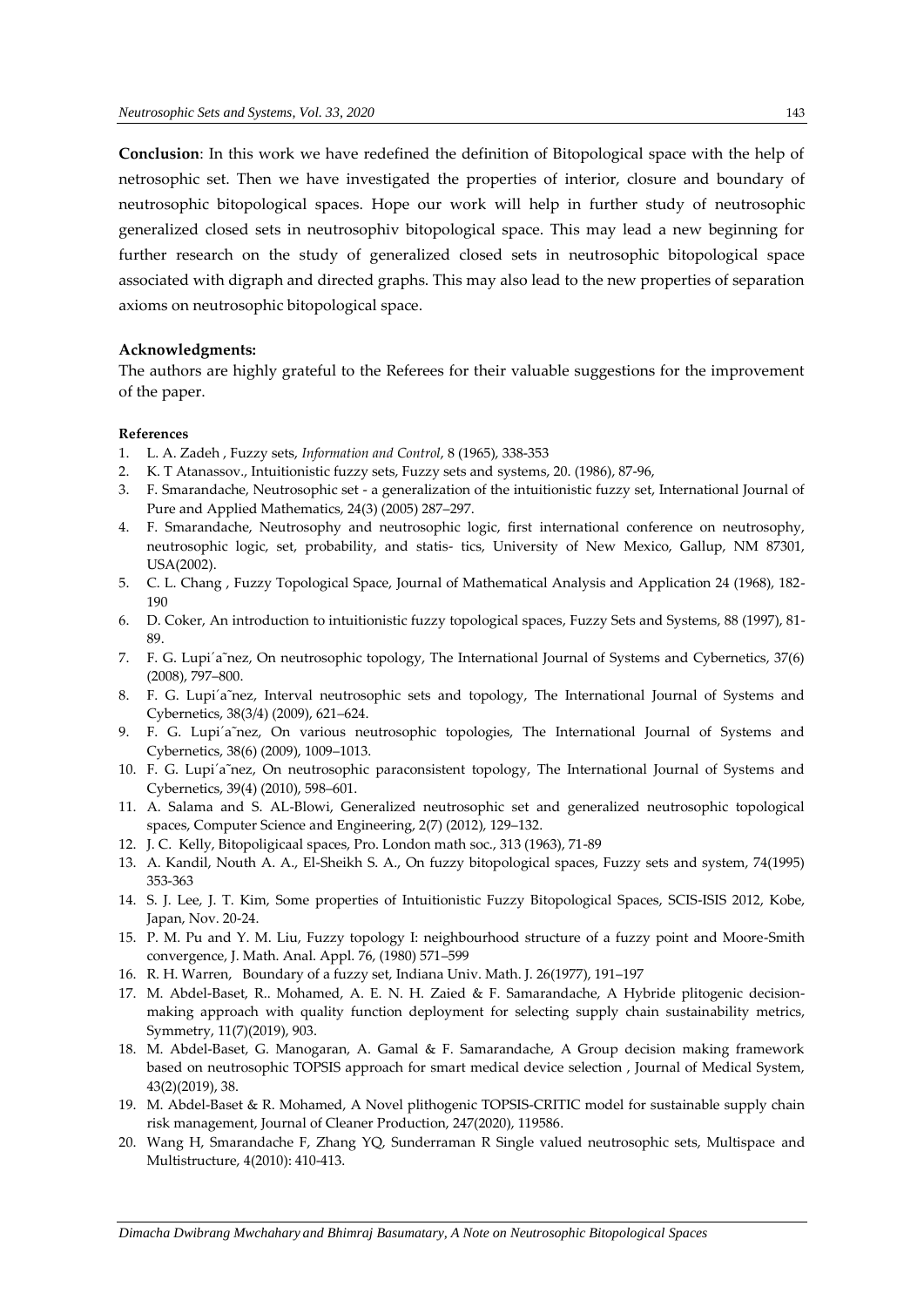**Conclusion**: In this work we have redefined the definition of Bitopological space with the help of netrosophic set. Then we have investigated the properties of interior, closure and boundary of neutrosophic bitopological spaces. Hope our work will help in further study of neutrosophic generalized closed sets in neutrosophiv bitopological space. This may lead a new beginning for further research on the study of generalized closed sets in neutrosophic bitopological space associated with digraph and directed graphs. This may also lead to the new properties of separation axioms on neutrosophic bitopological space.

**Acknowledgments:**

The authors are highly grateful to the Referees for their valuable suggestions for the improvement of the paper.

**References**

1. L. A. Zadeh , Fuzzy sets, *Information and Control*, 8 (1965), 338-353
2. K. T Atanassov., Intuitionistic fuzzy sets, Fuzzy sets and systems, 20. (1986), 87-96,
3. F. Smarandache, Neutrosophic set - a generalization of the intuitionistic fuzzy set, International Journal of Pure and Applied Mathematics, 24(3) (2005) 287–297.
4. F. Smarandache, Neutrosophy and neutrosophic logic, first international conference on neutrosophy, neutrosophic logic, set, probability, and statis- tics, University of New Mexico, Gallup, NM 87301, USA(2002).
5. C. L. Chang , Fuzzy Topological Space, Journal of Mathematical Analysis and Application 24 (1968), 182-190
6. D. Coker, An introduction to intuitionistic fuzzy topological spaces, Fuzzy Sets and Systems, 88 (1997), 81-89.
7. F. G. Lupi´a˜nez, On neutrosophic topology, The International Journal of Systems and Cybernetics, 37(6) (2008), 797–800.
8. F. G. Lupi´a˜nez, Interval neutrosophic sets and topology, The International Journal of Systems and Cybernetics, 38(3/4) (2009), 621–624.
9. F. G. Lupi´a˜nez, On various neutrosophic topologies, The International Journal of Systems and Cybernetics, 38(6) (2009), 1009–1013.
10. F. G. Lupi´a˜nez, On neutrosophic paraconsistent topology, The International Journal of Systems and Cybernetics, 39(4) (2010), 598–601.
11. A. Salama and S. AL-Blowi, Generalized neutrosophic set and generalized neutrosophic topological spaces, Computer Science and Engineering, 2(7) (2012), 129–132.
12. J. C. Kelly, Bitopoligicaal spaces, Pro. London math soc., 313 (1963), 71-89
13. A. Kandil, Nouth A. A., El-Sheikh S. A., On fuzzy bitopological spaces, Fuzzy sets and system, 74(1995) 353-363
14. S. J. Lee, J. T. Kim, Some properties of Intuitionistic Fuzzy Bitopological Spaces, SCIS-ISIS 2012, Kobe, Japan, Nov. 20-24.
15. P. M. Pu and Y. M. Liu, Fuzzy topology I: neighbourhood structure of a fuzzy point and Moore-Smith convergence, J. Math. Anal. Appl. 76, (1980) 571–599
16. R. H. Warren, Boundary of a fuzzy set, Indiana Univ. Math. J. 26(1977), 191–197
17. M. Abdel-Baset, R.. Mohamed, A. E. N. H. Zaied & F. Samarandache, A Hybride plitogenic decision-making approach with quality function deployment for selecting supply chain sustainability metrics, Symmetry, 11(7)(2019), 903.
18. M. Abdel-Baset, G. Manogaran, A. Gamal & F. Samarandache, A Group decision making framework based on neutrosophic TOPSIS approach for smart medical device selection , Journal of Medical System, 43(2)(2019), 38.
19. M. Abdel-Baset & R. Mohamed, A Novel plithogenic TOPSIS-CRITIC model for sustainable supply chain risk management, Journal of Cleaner Production, 247(2020), 119586.
20. Wang H, Smarandache F, Zhang YQ, Sunderraman R Single valued neutrosophic sets, Multispace and Multistructure, 4(2010): 410-413.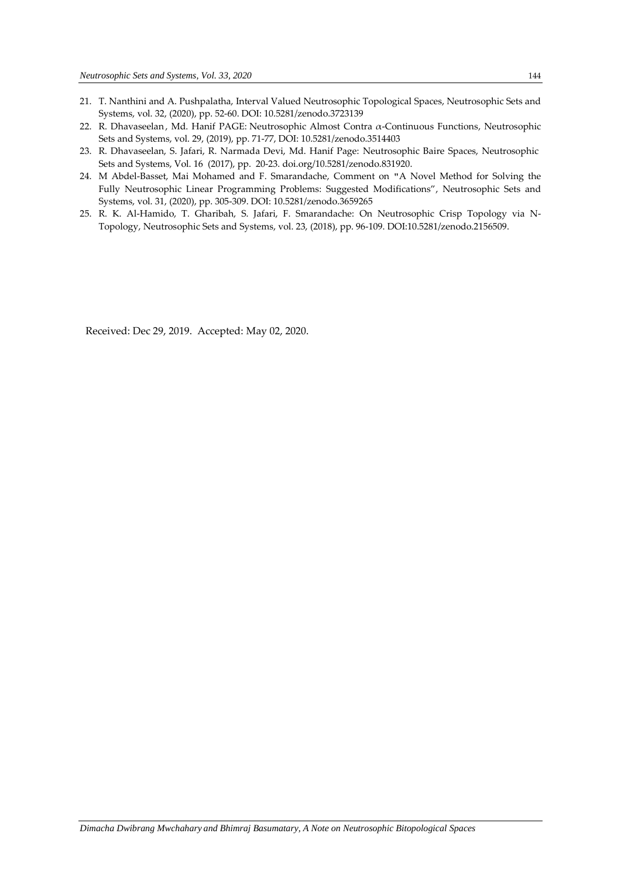21. T. Nanthini and A. Pushpalatha, Interval Valued Neutrosophic Topological Spaces, Neutrosophic Sets and Systems, vol. 32, (2020), pp. 52-60. DOI: 10.5281/zenodo.3723139
22. R. Dhavaseelan, Md. Hanif PAGE: Neutrosophic Almost Contra $\alpha$-Continuous Functions, Neutrosophic Sets and Systems, vol. 29, (2019), pp. 71-77, DOI: 10.5281/zenodo.3514403
23. R. Dhavaseelan, S. Jafari, R. Narmada Devi, Md. Hanif Page: Neutrosophic Baire Spaces, Neutrosophic Sets and Systems, Vol. 16 (2017), pp. 20-23. doi.org/10.5281/zenodo.831920.
24. M Abdel-Basset, Mai Mohamed and F. Smarandache, Comment on "A Novel Method for Solving the Fully Neutrosophic Linear Programming Problems: Suggested Modifications", Neutrosophic Sets and Systems, vol. 31, (2020), pp. 305-309. DOI: 10.5281/zenodo.3659265
25. R. K. Al-Hamido, T. Gharibah, S. Jafari, F. Smarandache: On Neutrosophic Crisp Topology via N-Topology, Neutrosophic Sets and Systems, vol. 23, (2018), pp. 96-109. DOI:10.5281/zenodo.2156509.

Received: Dec 29, 2019. Accepted: May 02, 2020.